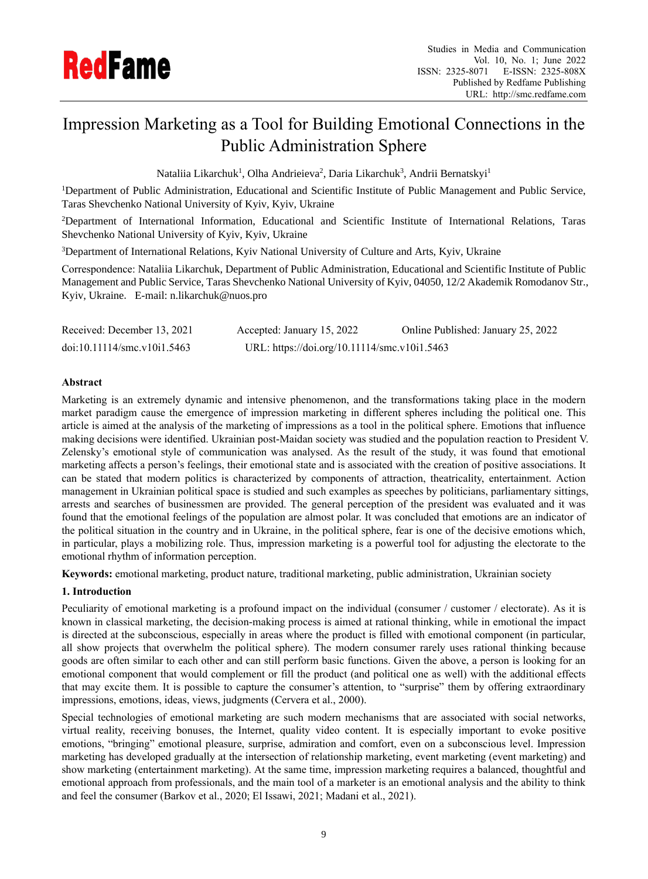# Impression Marketing as a Tool for Building Emotional Connections in the Public Administration Sphere

Nataliia Likarchuk[1], Olha Andrieieva[2], Daria Likarchuk[3], Andrii Bernatskyi[1]

[1]Department of Public Administration, Educational and Scientific Institute of Public Management and Public Service, Taras Shevchenko National University of Kyiv, Kyiv, Ukraine

[2]Department of International Information, Educational and Scientific Institute of International Relations, Taras Shevchenko National University of Kyiv, Kyiv, Ukraine

[3]Department of International Relations, Kyiv National University of Culture and Arts, Kyiv, Ukraine

Correspondence: Nataliia Likarchuk, Department of Public Administration, Educational and Scientific Institute of Public Management and Public Service, Taras Shevchenko National University of Kyiv, 04050, 12/2 Akademik Romodanov Str., Kyiv, Ukraine. E-mail: n.likarchuk@nuos.pro

Received: December 13, 2021 Accepted: January 15, 2022 Online Published: January 25, 2022

doi:10.11114/smc.v10i1.5463 URL: https://doi.org/10.11114/smc.v10i1.5463

**Abstract**

Marketing is an extremely dynamic and intensive phenomenon, and the transformations taking place in the modern market paradigm cause the emergence of impression marketing in different spheres including the political one. This article is aimed at the analysis of the marketing of impressions as a tool in the political sphere. Emotions that influence making decisions were identified. Ukrainian post-Maidan society was studied and the population reaction to President V. Zelensky's emotional style of communication was analysed. As the result of the study, it was found that emotional marketing affects a person's feelings, their emotional state and is associated with the creation of positive associations. It can be stated that modern politics is characterized by components of attraction, theatricality, entertainment. Action management in Ukrainian political space is studied and such examples as speeches by politicians, parliamentary sittings, arrests and searches of businessmen are provided. The general perception of the president was evaluated and it was found that the emotional feelings of the population are almost polar. It was concluded that emotions are an indicator of the political situation in the country and in Ukraine, in the political sphere, fear is one of the decisive emotions which, in particular, plays a mobilizing role. Thus, impression marketing is a powerful tool for adjusting the electorate to the emotional rhythm of information perception.

**Keywords:** emotional marketing, product nature, traditional marketing, public administration, Ukrainian society

## 1. Introduction

Peculiarity of emotional marketing is a profound impact on the individual (consumer / customer / electorate). As it is known in classical marketing, the decision-making process is aimed at rational thinking, while in emotional the impact is directed at the subconscious, especially in areas where the product is filled with emotional component (in particular, all show projects that overwhelm the political sphere). The modern consumer rarely uses rational thinking because goods are often similar to each other and can still perform basic functions. Given the above, a person is looking for an emotional component that would complement or fill the product (and political one as well) with the additional effects that may excite them. It is possible to capture the consumer's attention, to "surprise" them by offering extraordinary impressions, emotions, ideas, views, judgments (Cervera et al., 2000).

Special technologies of emotional marketing are such modern mechanisms that are associated with social networks, virtual reality, receiving bonuses, the Internet, quality video content. It is especially important to evoke positive emotions, "bringing" emotional pleasure, surprise, admiration and comfort, even on a subconscious level. Impression marketing has developed gradually at the intersection of relationship marketing, event marketing (event marketing) and show marketing (entertainment marketing). At the same time, impression marketing requires a balanced, thoughtful and emotional approach from professionals, and the main tool of a marketer is an emotional analysis and the ability to think and feel the consumer (Barkov et al., 2020; El Issawi, 2021; Madani et al., 2021).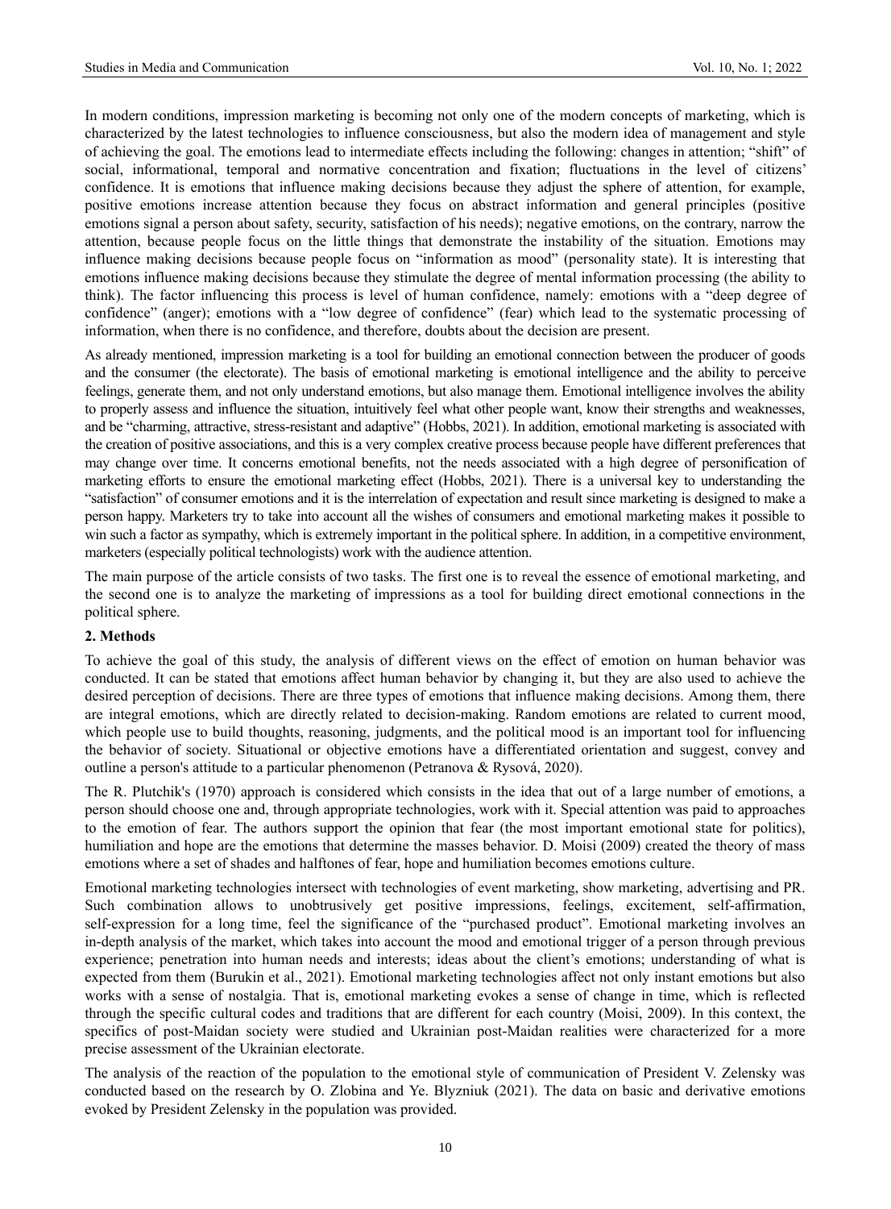In modern conditions, impression marketing is becoming not only one of the modern concepts of marketing, which is characterized by the latest technologies to influence consciousness, but also the modern idea of management and style of achieving the goal. The emotions lead to intermediate effects including the following: changes in attention; "shift" of social, informational, temporal and normative concentration and fixation; fluctuations in the level of citizens' confidence. It is emotions that influence making decisions because they adjust the sphere of attention, for example, positive emotions increase attention because they focus on abstract information and general principles (positive emotions signal a person about safety, security, satisfaction of his needs); negative emotions, on the contrary, narrow the attention, because people focus on the little things that demonstrate the instability of the situation. Emotions may influence making decisions because people focus on "information as mood" (personality state). It is interesting that emotions influence making decisions because they stimulate the degree of mental information processing (the ability to think). The factor influencing this process is level of human confidence, namely: emotions with a "deep degree of confidence" (anger); emotions with a "low degree of confidence" (fear) which lead to the systematic processing of information, when there is no confidence, and therefore, doubts about the decision are present.

As already mentioned, impression marketing is a tool for building an emotional connection between the producer of goods and the consumer (the electorate). The basis of emotional marketing is emotional intelligence and the ability to perceive feelings, generate them, and not only understand emotions, but also manage them. Emotional intelligence involves the ability to properly assess and influence the situation, intuitively feel what other people want, know their strengths and weaknesses, and be "charming, attractive, stress-resistant and adaptive" (Hobbs, 2021). In addition, emotional marketing is associated with the creation of positive associations, and this is a very complex creative process because people have different preferences that may change over time. It concerns emotional benefits, not the needs associated with a high degree of personification of marketing efforts to ensure the emotional marketing effect (Hobbs, 2021). There is a universal key to understanding the "satisfaction" of consumer emotions and it is the interrelation of expectation and result since marketing is designed to make a person happy. Marketers try to take into account all the wishes of consumers and emotional marketing makes it possible to win such a factor as sympathy, which is extremely important in the political sphere. In addition, in a competitive environment, marketers (especially political technologists) work with the audience attention.

The main purpose of the article consists of two tasks. The first one is to reveal the essence of emotional marketing, and the second one is to analyze the marketing of impressions as a tool for building direct emotional connections in the political sphere.

## 2. Methods

To achieve the goal of this study, the analysis of different views on the effect of emotion on human behavior was conducted. It can be stated that emotions affect human behavior by changing it, but they are also used to achieve the desired perception of decisions. There are three types of emotions that influence making decisions. Among them, there are integral emotions, which are directly related to decision-making. Random emotions are related to current mood, which people use to build thoughts, reasoning, judgments, and the political mood is an important tool for influencing the behavior of society. Situational or objective emotions have a differentiated orientation and suggest, convey and outline a person's attitude to a particular phenomenon (Petranova & Rysová, 2020).

The R. Plutchik's (1970) approach is considered which consists in the idea that out of a large number of emotions, a person should choose one and, through appropriate technologies, work with it. Special attention was paid to approaches to the emotion of fear. The authors support the opinion that fear (the most important emotional state for politics), humiliation and hope are the emotions that determine the masses behavior. D. Moisi (2009) created the theory of mass emotions where a set of shades and halftones of fear, hope and humiliation becomes emotions culture.

Emotional marketing technologies intersect with technologies of event marketing, show marketing, advertising and PR. Such combination allows to unobtrusively get positive impressions, feelings, excitement, self-affirmation, self-expression for a long time, feel the significance of the "purchased product". Emotional marketing involves an in-depth analysis of the market, which takes into account the mood and emotional trigger of a person through previous experience; penetration into human needs and interests; ideas about the client's emotions; understanding of what is expected from them (Burukin et al., 2021). Emotional marketing technologies affect not only instant emotions but also works with a sense of nostalgia. That is, emotional marketing evokes a sense of change in time, which is reflected through the specific cultural codes and traditions that are different for each country (Moisi, 2009). In this context, the specifics of post-Maidan society were studied and Ukrainian post-Maidan realities were characterized for a more precise assessment of the Ukrainian electorate.

The analysis of the reaction of the population to the emotional style of communication of President V. Zelensky was conducted based on the research by O. Zlobina and Ye. Blyzniuk (2021). The data on basic and derivative emotions evoked by President Zelensky in the population was provided.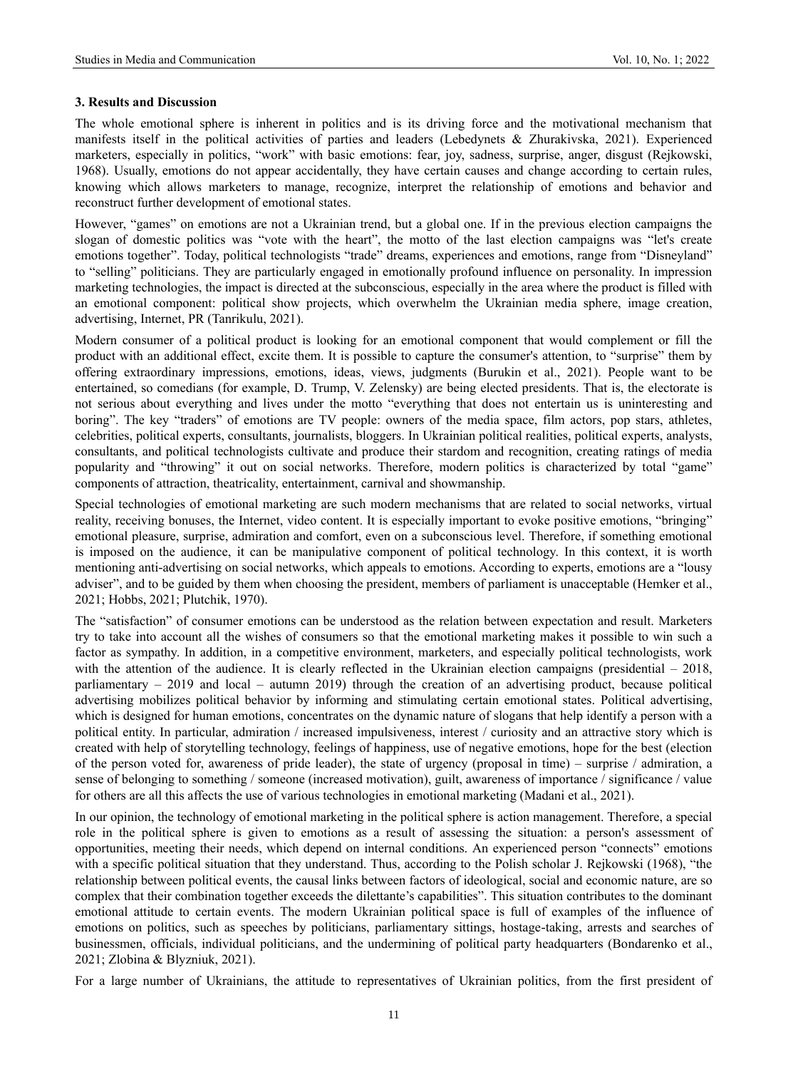### 3. Results and Discussion

The whole emotional sphere is inherent in politics and is its driving force and the motivational mechanism that manifests itself in the political activities of parties and leaders (Lebedynets & Zhurakivska, 2021). Experienced marketers, especially in politics, "work" with basic emotions: fear, joy, sadness, surprise, anger, disgust (Rejkowski, 1968). Usually, emotions do not appear accidentally, they have certain causes and change according to certain rules, knowing which allows marketers to manage, recognize, interpret the relationship of emotions and behavior and reconstruct further development of emotional states.

However, "games" on emotions are not a Ukrainian trend, but a global one. If in the previous election campaigns the slogan of domestic politics was "vote with the heart", the motto of the last election campaigns was "let's create emotions together". Today, political technologists "trade" dreams, experiences and emotions, range from "Disneyland" to "selling" politicians. They are particularly engaged in emotionally profound influence on personality. In impression marketing technologies, the impact is directed at the subconscious, especially in the area where the product is filled with an emotional component: political show projects, which overwhelm the Ukrainian media sphere, image creation, advertising, Internet, PR (Tanrikulu, 2021).

Modern consumer of a political product is looking for an emotional component that would complement or fill the product with an additional effect, excite them. It is possible to capture the consumer's attention, to "surprise" them by offering extraordinary impressions, emotions, ideas, views, judgments (Burukin et al., 2021). People want to be entertained, so comedians (for example, D. Trump, V. Zelensky) are being elected presidents. That is, the electorate is not serious about everything and lives under the motto "everything that does not entertain us is uninteresting and boring". The key "traders" of emotions are TV people: owners of the media space, film actors, pop stars, athletes, celebrities, political experts, consultants, journalists, bloggers. In Ukrainian political realities, political experts, analysts, consultants, and political technologists cultivate and produce their stardom and recognition, creating ratings of media popularity and "throwing" it out on social networks. Therefore, modern politics is characterized by total "game" components of attraction, theatricality, entertainment, carnival and showmanship.

Special technologies of emotional marketing are such modern mechanisms that are related to social networks, virtual reality, receiving bonuses, the Internet, video content. It is especially important to evoke positive emotions, "bringing" emotional pleasure, surprise, admiration and comfort, even on a subconscious level. Therefore, if something emotional is imposed on the audience, it can be manipulative component of political technology. In this context, it is worth mentioning anti-advertising on social networks, which appeals to emotions. According to experts, emotions are a "lousy adviser", and to be guided by them when choosing the president, members of parliament is unacceptable (Hemker et al., 2021; Hobbs, 2021; Plutchik, 1970).

The "satisfaction" of consumer emotions can be understood as the relation between expectation and result. Marketers try to take into account all the wishes of consumers so that the emotional marketing makes it possible to win such a factor as sympathy. In addition, in a competitive environment, marketers, and especially political technologists, work with the attention of the audience. It is clearly reflected in the Ukrainian election campaigns (presidential – 2018, parliamentary – 2019 and local – autumn 2019) through the creation of an advertising product, because political advertising mobilizes political behavior by informing and stimulating certain emotional states. Political advertising, which is designed for human emotions, concentrates on the dynamic nature of slogans that help identify a person with a political entity. In particular, admiration / increased impulsiveness, interest / curiosity and an attractive story which is created with help of storytelling technology, feelings of happiness, use of negative emotions, hope for the best (election of the person voted for, awareness of pride leader), the state of urgency (proposal in time) – surprise / admiration, a sense of belonging to something / someone (increased motivation), guilt, awareness of importance / significance / value for others are all this affects the use of various technologies in emotional marketing (Madani et al., 2021).

In our opinion, the technology of emotional marketing in the political sphere is action management. Therefore, a special role in the political sphere is given to emotions as a result of assessing the situation: a person's assessment of opportunities, meeting their needs, which depend on internal conditions. An experienced person "connects" emotions with a specific political situation that they understand. Thus, according to the Polish scholar J. Rejkowski (1968), "the relationship between political events, the causal links between factors of ideological, social and economic nature, are so complex that their combination together exceeds the dilettante's capabilities". This situation contributes to the dominant emotional attitude to certain events. The modern Ukrainian political space is full of examples of the influence of emotions on politics, such as speeches by politicians, parliamentary sittings, hostage-taking, arrests and searches of businessmen, officials, individual politicians, and the undermining of political party headquarters (Bondarenko et al., 2021; Zlobina & Blyzniuk, 2021).

For a large number of Ukrainians, the attitude to representatives of Ukrainian politics, from the first president of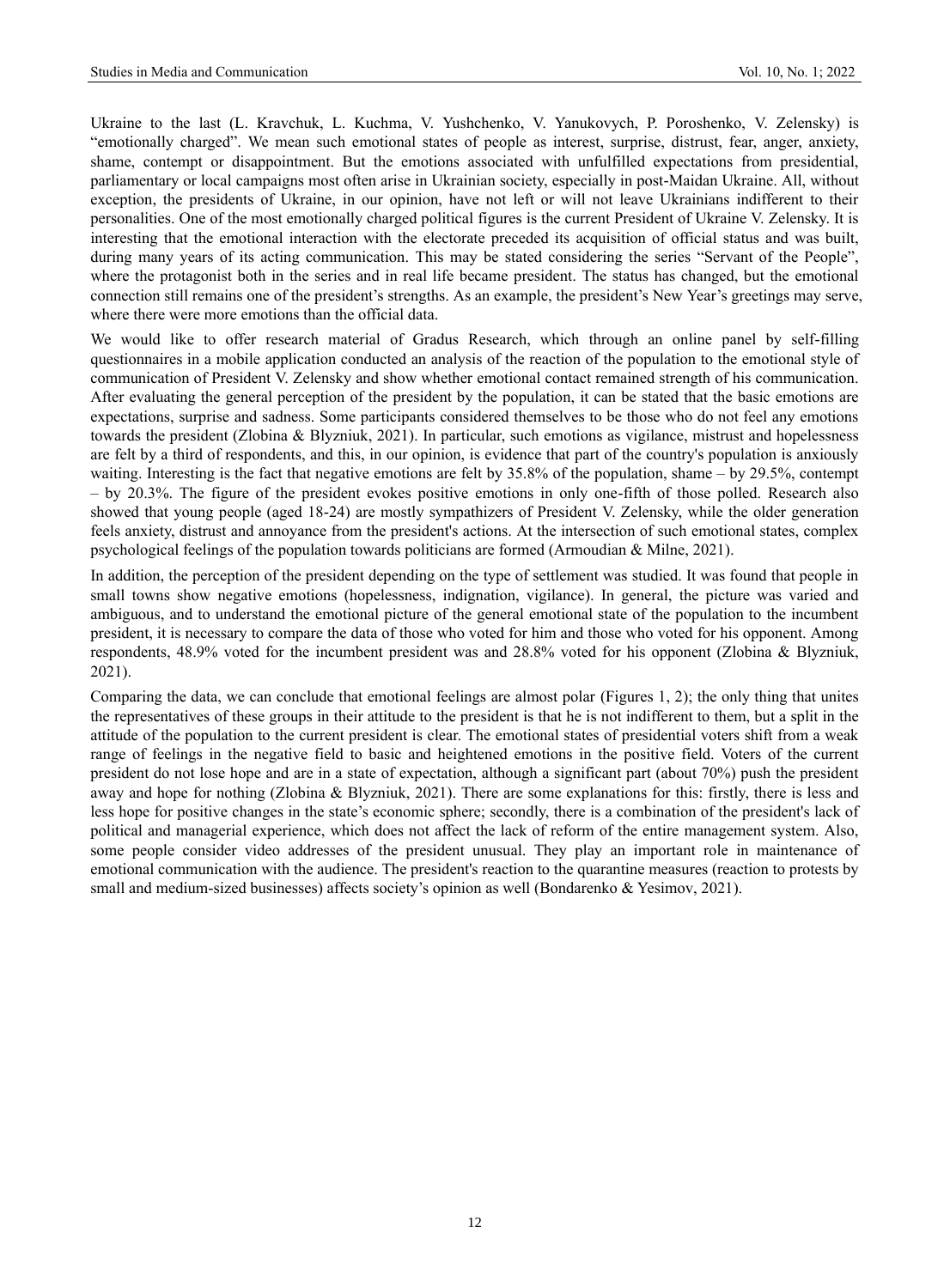Ukraine to the last (L. Kravchuk, L. Kuchma, V. Yushchenko, V. Yanukovych, P. Poroshenko, V. Zelensky) is "emotionally charged". We mean such emotional states of people as interest, surprise, distrust, fear, anger, anxiety, shame, contempt or disappointment. But the emotions associated with unfulfilled expectations from presidential, parliamentary or local campaigns most often arise in Ukrainian society, especially in post-Maidan Ukraine. All, without exception, the presidents of Ukraine, in our opinion, have not left or will not leave Ukrainians indifferent to their personalities. One of the most emotionally charged political figures is the current President of Ukraine V. Zelensky. It is interesting that the emotional interaction with the electorate preceded its acquisition of official status and was built, during many years of its acting communication. This may be stated considering the series "Servant of the People", where the protagonist both in the series and in real life became president. The status has changed, but the emotional connection still remains one of the president's strengths. As an example, the president's New Year's greetings may serve, where there were more emotions than the official data.

We would like to offer research material of Gradus Research, which through an online panel by self-filling questionnaires in a mobile application conducted an analysis of the reaction of the population to the emotional style of communication of President V. Zelensky and show whether emotional contact remained strength of his communication. After evaluating the general perception of the president by the population, it can be stated that the basic emotions are expectations, surprise and sadness. Some participants considered themselves to be those who do not feel any emotions towards the president (Zlobina & Blyzniuk, 2021). In particular, such emotions as vigilance, mistrust and hopelessness are felt by a third of respondents, and this, in our opinion, is evidence that part of the country's population is anxiously waiting. Interesting is the fact that negative emotions are felt by 35.8% of the population, shame – by 29.5%, contempt – by 20.3%. The figure of the president evokes positive emotions in only one-fifth of those polled. Research also showed that young people (aged 18-24) are mostly sympathizers of President V. Zelensky, while the older generation feels anxiety, distrust and annoyance from the president's actions. At the intersection of such emotional states, complex psychological feelings of the population towards politicians are formed (Armoudian & Milne, 2021).

In addition, the perception of the president depending on the type of settlement was studied. It was found that people in small towns show negative emotions (hopelessness, indignation, vigilance). In general, the picture was varied and ambiguous, and to understand the emotional picture of the general emotional state of the population to the incumbent president, it is necessary to compare the data of those who voted for him and those who voted for his opponent. Among respondents, 48.9% voted for the incumbent president was and 28.8% voted for his opponent (Zlobina & Blyzniuk, 2021).

Comparing the data, we can conclude that emotional feelings are almost polar (Figures 1, 2); the only thing that unites the representatives of these groups in their attitude to the president is that he is not indifferent to them, but a split in the attitude of the population to the current president is clear. The emotional states of presidential voters shift from a weak range of feelings in the negative field to basic and heightened emotions in the positive field. Voters of the current president do not lose hope and are in a state of expectation, although a significant part (about 70%) push the president away and hope for nothing (Zlobina & Blyzniuk, 2021). There are some explanations for this: firstly, there is less and less hope for positive changes in the state's economic sphere; secondly, there is a combination of the president's lack of political and managerial experience, which does not affect the lack of reform of the entire management system. Also, some people consider video addresses of the president unusual. They play an important role in maintenance of emotional communication with the audience. The president's reaction to the quarantine measures (reaction to protests by small and medium-sized businesses) affects society's opinion as well (Bondarenko & Yesimov, 2021).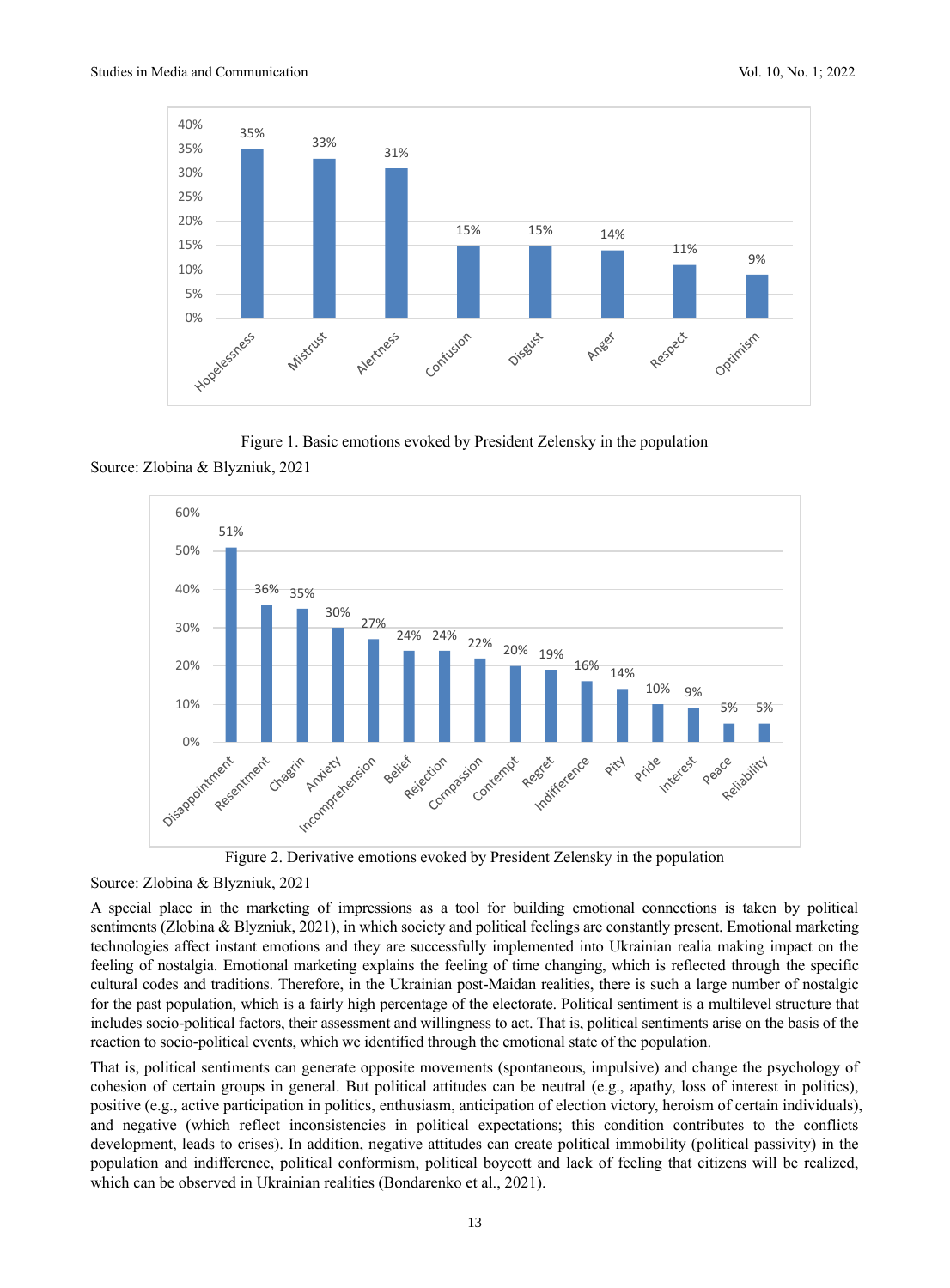Figure 1. Basic emotions evoked by President Zelensky in the population

Source: Zlobina & Blyzniuk, 2021

Figure 2. Derivative emotions evoked by President Zelensky in the population

Source: Zlobina & Blyzniuk, 2021

A special place in the marketing of impressions as a tool for building emotional connections is taken by political sentiments (Zlobina & Blyzniuk, 2021), in which society and political feelings are constantly present. Emotional marketing technologies affect instant emotions and they are successfully implemented into Ukrainian realia making impact on the feeling of nostalgia. Emotional marketing explains the feeling of time changing, which is reflected through the specific cultural codes and traditions. Therefore, in the Ukrainian post-Maidan realities, there is such a large number of nostalgic for the past population, which is a fairly high percentage of the electorate. Political sentiment is a multilevel structure that includes socio-political factors, their assessment and willingness to act. That is, political sentiments arise on the basis of the reaction to socio-political events, which we identified through the emotional state of the population.

That is, political sentiments can generate opposite movements (spontaneous, impulsive) and change the psychology of cohesion of certain groups in general. But political attitudes can be neutral (e.g., apathy, loss of interest in politics), positive (e.g., active participation in politics, enthusiasm, anticipation of election victory, heroism of certain individuals), and negative (which reflect inconsistencies in political expectations; this condition contributes to the conflicts development, leads to crises). In addition, negative attitudes can create political immobility (political passivity) in the population and indifference, political conformism, political boycott and lack of feeling that citizens will be realized, which can be observed in Ukrainian realities (Bondarenko et al., 2021).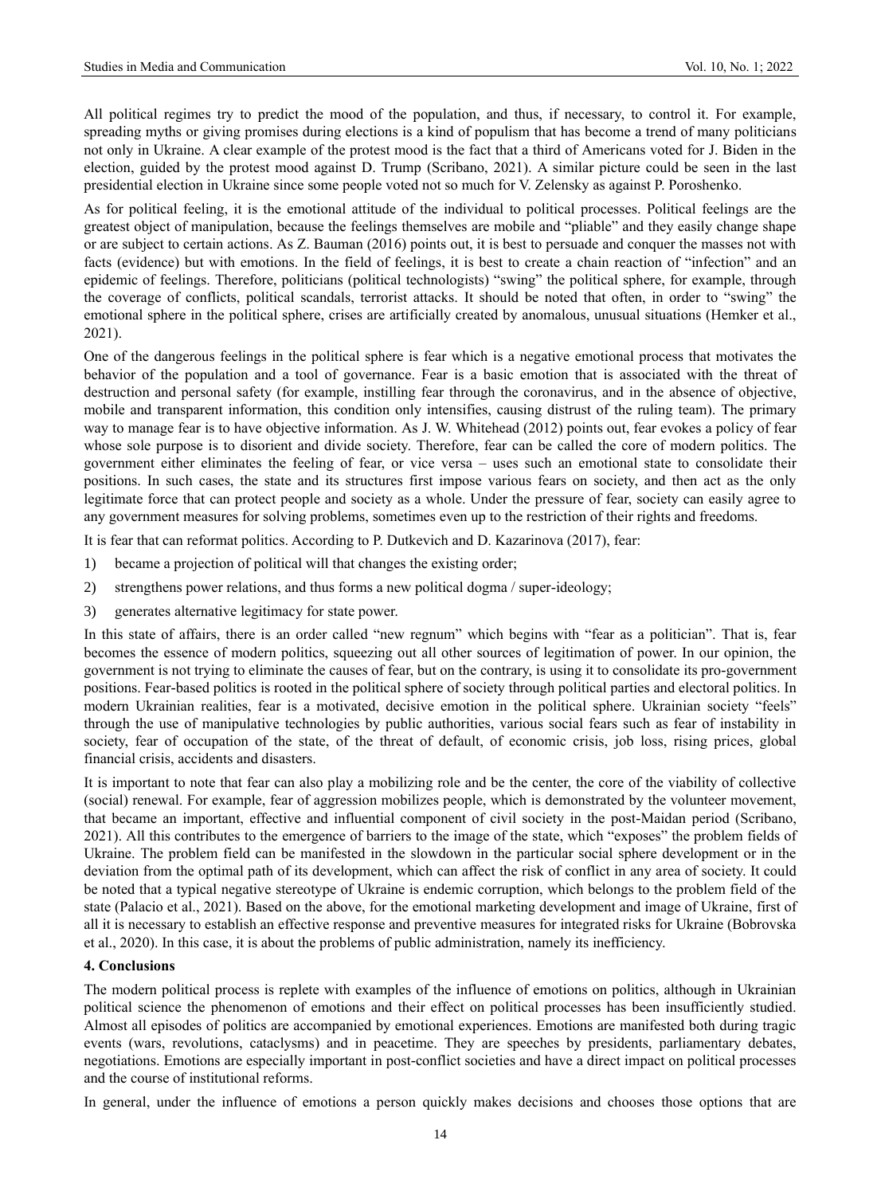All political regimes try to predict the mood of the population, and thus, if necessary, to control it. For example, spreading myths or giving promises during elections is a kind of populism that has become a trend of many politicians not only in Ukraine. A clear example of the protest mood is the fact that a third of Americans voted for J. Biden in the election, guided by the protest mood against D. Trump (Scribano, 2021). A similar picture could be seen in the last presidential election in Ukraine since some people voted not so much for V. Zelensky as against P. Poroshenko.

As for political feeling, it is the emotional attitude of the individual to political processes. Political feelings are the greatest object of manipulation, because the feelings themselves are mobile and "pliable" and they easily change shape or are subject to certain actions. As Z. Bauman (2016) points out, it is best to persuade and conquer the masses not with facts (evidence) but with emotions. In the field of feelings, it is best to create a chain reaction of "infection" and an epidemic of feelings. Therefore, politicians (political technologists) "swing" the political sphere, for example, through the coverage of conflicts, political scandals, terrorist attacks. It should be noted that often, in order to "swing" the emotional sphere in the political sphere, crises are artificially created by anomalous, unusual situations (Hemker et al., 2021).

One of the dangerous feelings in the political sphere is fear which is a negative emotional process that motivates the behavior of the population and a tool of governance. Fear is a basic emotion that is associated with the threat of destruction and personal safety (for example, instilling fear through the coronavirus, and in the absence of objective, mobile and transparent information, this condition only intensifies, causing distrust of the ruling team). The primary way to manage fear is to have objective information. As J. W. Whitehead (2012) points out, fear evokes a policy of fear whose sole purpose is to disorient and divide society. Therefore, fear can be called the core of modern politics. The government either eliminates the feeling of fear, or vice versa – uses such an emotional state to consolidate their positions. In such cases, the state and its structures first impose various fears on society, and then act as the only legitimate force that can protect people and society as a whole. Under the pressure of fear, society can easily agree to any government measures for solving problems, sometimes even up to the restriction of their rights and freedoms.

It is fear that can reformat politics. According to P. Dutkevich and D. Kazarinova (2017), fear:

1) became a projection of political will that changes the existing order;
2) strengthens power relations, and thus forms a new political dogma / super-ideology;
3) generates alternative legitimacy for state power.

In this state of affairs, there is an order called "new regnum" which begins with "fear as a politician". That is, fear becomes the essence of modern politics, squeezing out all other sources of legitimation of power. In our opinion, the government is not trying to eliminate the causes of fear, but on the contrary, is using it to consolidate its pro-government positions. Fear-based politics is rooted in the political sphere of society through political parties and electoral politics. In modern Ukrainian realities, fear is a motivated, decisive emotion in the political sphere. Ukrainian society "feels" through the use of manipulative technologies by public authorities, various social fears such as fear of instability in society, fear of occupation of the state, of the threat of default, of economic crisis, job loss, rising prices, global financial crisis, accidents and disasters.

It is important to note that fear can also play a mobilizing role and be the center, the core of the viability of collective (social) renewal. For example, fear of aggression mobilizes people, which is demonstrated by the volunteer movement, that became an important, effective and influential component of civil society in the post-Maidan period (Scribano, 2021). All this contributes to the emergence of barriers to the image of the state, which "exposes" the problem fields of Ukraine. The problem field can be manifested in the slowdown in the particular social sphere development or in the deviation from the optimal path of its development, which can affect the risk of conflict in any area of society. It could be noted that a typical negative stereotype of Ukraine is endemic corruption, which belongs to the problem field of the state (Palacio et al., 2021). Based on the above, for the emotional marketing development and image of Ukraine, first of all it is necessary to establish an effective response and preventive measures for integrated risks for Ukraine (Bobrovska et al., 2020). In this case, it is about the problems of public administration, namely its inefficiency.

## 4. Conclusions

The modern political process is replete with examples of the influence of emotions on politics, although in Ukrainian political science the phenomenon of emotions and their effect on political processes has been insufficiently studied. Almost all episodes of politics are accompanied by emotional experiences. Emotions are manifested both during tragic events (wars, revolutions, cataclysms) and in peacetime. They are speeches by presidents, parliamentary debates, negotiations. Emotions are especially important in post-conflict societies and have a direct impact on political processes and the course of institutional reforms.

In general, under the influence of emotions a person quickly makes decisions and chooses those options that are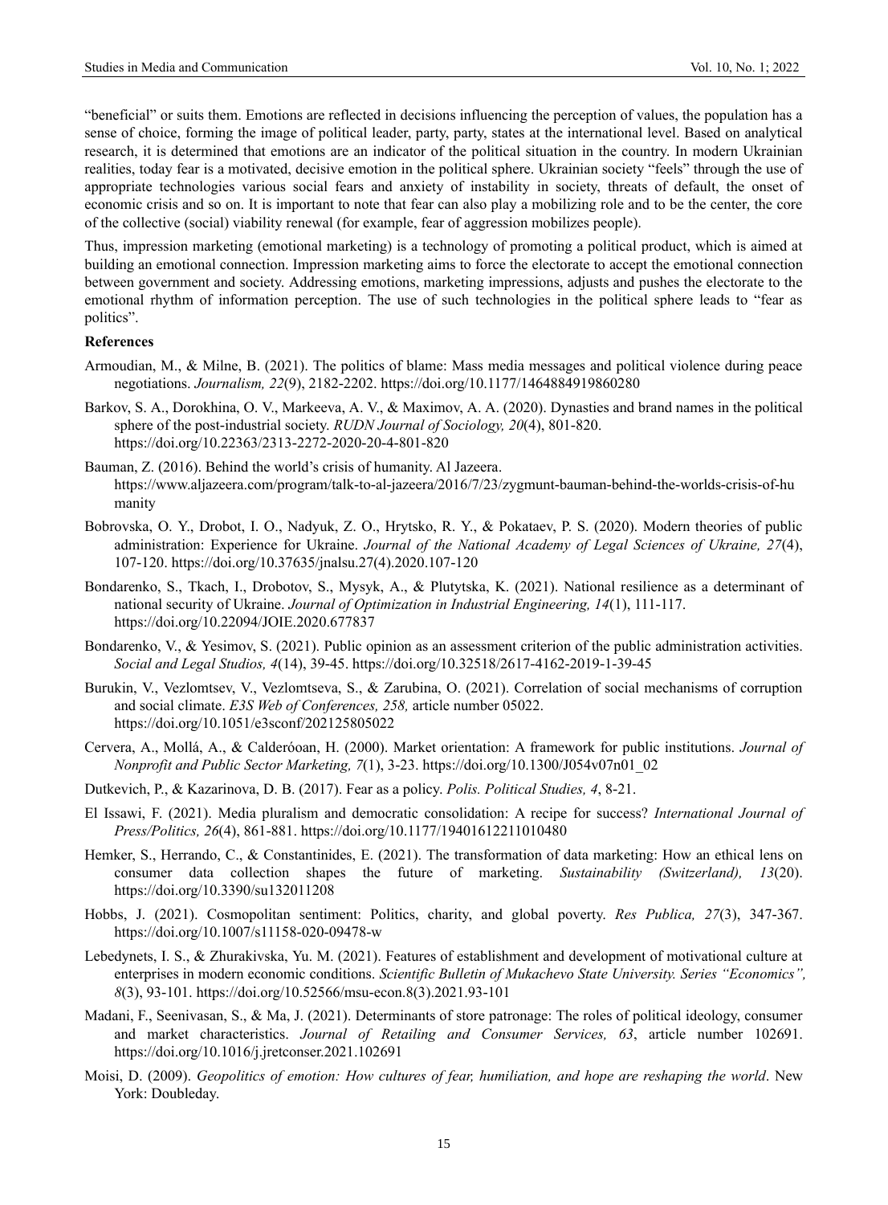"beneficial" or suits them. Emotions are reflected in decisions influencing the perception of values, the population has a sense of choice, forming the image of political leader, party, party, states at the international level. Based on analytical research, it is determined that emotions are an indicator of the political situation in the country. In modern Ukrainian realities, today fear is a motivated, decisive emotion in the political sphere. Ukrainian society "feels" through the use of appropriate technologies various social fears and anxiety of instability in society, threats of default, the onset of economic crisis and so on. It is important to note that fear can also play a mobilizing role and to be the center, the core of the collective (social) viability renewal (for example, fear of aggression mobilizes people).

Thus, impression marketing (emotional marketing) is a technology of promoting a political product, which is aimed at building an emotional connection. Impression marketing aims to force the electorate to accept the emotional connection between government and society. Addressing emotions, marketing impressions, adjusts and pushes the electorate to the emotional rhythm of information perception. The use of such technologies in the political sphere leads to "fear as politics".

**References**

Armoudian, M., & Milne, B. (2021). The politics of blame: Mass media messages and political violence during peace negotiations. *Journalism, 22*(9), 2182-2202. https://doi.org/10.1177/1464884919860280

Barkov, S. A., Dorokhina, O. V., Markeeva, A. V., & Maximov, A. A. (2020). Dynasties and brand names in the political sphere of the post-industrial society. *RUDN Journal of Sociology, 20*(4), 801-820. https://doi.org/10.22363/2313-2272-2020-20-4-801-820

Bauman, Z. (2016). Behind the world's crisis of humanity. Al Jazeera. https://www.aljazeera.com/program/talk-to-al-jazeera/2016/7/23/zygmunt-bauman-behind-the-worlds-crisis-of-humanity

Bobrovska, O. Y., Drobot, I. O., Nadyuk, Z. O., Hrytsko, R. Y., & Pokataev, P. S. (2020). Modern theories of public administration: Experience for Ukraine. *Journal of the National Academy of Legal Sciences of Ukraine, 27*(4), 107-120. https://doi.org/10.37635/jnalsu.27(4).2020.107-120

Bondarenko, S., Tkach, I., Drobotov, S., Mysyk, A., & Plutytska, K. (2021). National resilience as a determinant of national security of Ukraine. *Journal of Optimization in Industrial Engineering, 14*(1), 111-117. https://doi.org/10.22094/JOIE.2020.677837

Bondarenko, V., & Yesimov, S. (2021). Public opinion as an assessment criterion of the public administration activities. *Social and Legal Studios, 4*(14), 39-45. https://doi.org/10.32518/2617-4162-2019-1-39-45

Burukin, V., Vezlomtsev, V., Vezlomtseva, S., & Zarubina, O. (2021). Correlation of social mechanisms of corruption and social climate. *E3S Web of Conferences, 258,* article number 05022. https://doi.org/10.1051/e3sconf/202125805022

Cervera, A., Mollá, A., & Calderóoan, H. (2000). Market orientation: A framework for public institutions. *Journal of Nonprofit and Public Sector Marketing, 7*(1), 3-23. https://doi.org/10.1300/J054v07n01_02

Dutkevich, P., & Kazarinova, D. B. (2017). Fear as a policy. *Polis. Political Studies, 4*, 8-21.

El Issawi, F. (2021). Media pluralism and democratic consolidation: A recipe for success? *International Journal of Press/Politics, 26*(4), 861-881. https://doi.org/10.1177/19401612211010480

Hemker, S., Herrando, C., & Constantinides, E. (2021). The transformation of data marketing: How an ethical lens on consumer data collection shapes the future of marketing. *Sustainability (Switzerland), 13*(20). https://doi.org/10.3390/su132011208

Hobbs, J. (2021). Cosmopolitan sentiment: Politics, charity, and global poverty. *Res Publica, 27*(3), 347-367. https://doi.org/10.1007/s11158-020-09478-w

Lebedynets, I. S., & Zhurakivska, Yu. M. (2021). Features of establishment and development of motivational culture at enterprises in modern economic conditions. *Scientific Bulletin of Mukachevo State University. Series "Economics", 8*(3), 93-101. https://doi.org/10.52566/msu-econ.8(3).2021.93-101

Madani, F., Seenivasan, S., & Ma, J. (2021). Determinants of store patronage: The roles of political ideology, consumer and market characteristics. *Journal of Retailing and Consumer Services, 63*, article number 102691. https://doi.org/10.1016/j.jretconser.2021.102691

Moisi, D. (2009). *Geopolitics of emotion: How cultures of fear, humiliation, and hope are reshaping the world*. New York: Doubleday.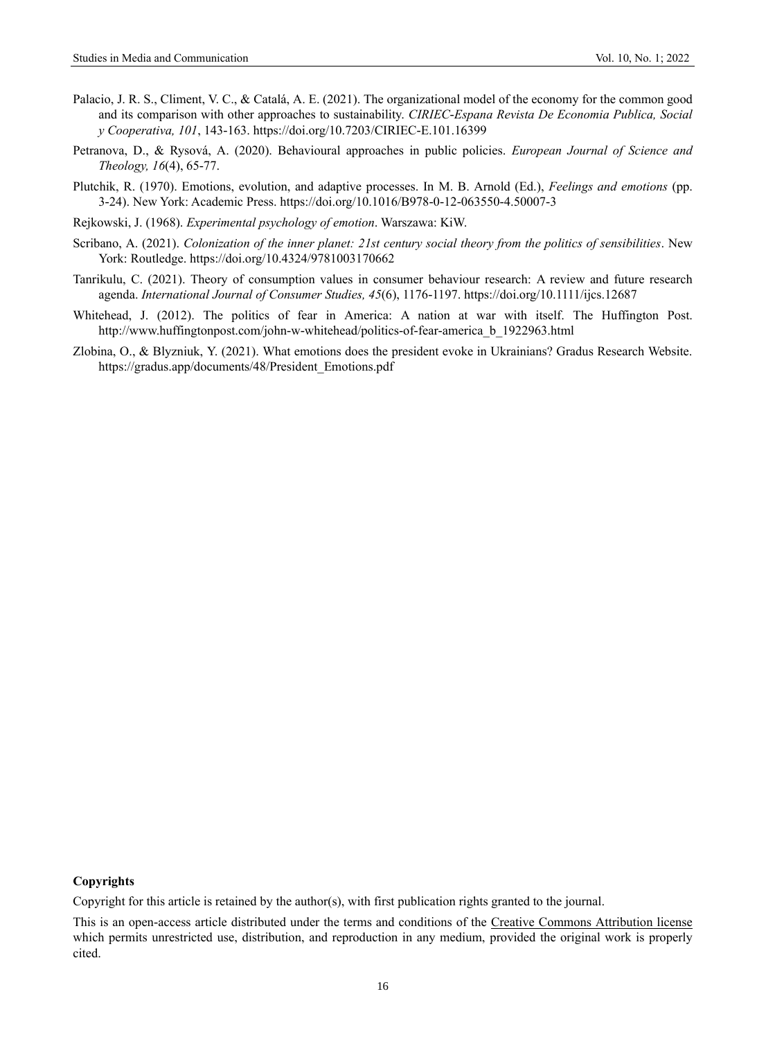Palacio, J. R. S., Climent, V. C., & Catalá, A. E. (2021). The organizational model of the economy for the common good and its comparison with other approaches to sustainability. *CIRIEC-Espana Revista De Economia Publica, Social y Cooperativa, 101*, 143-163. https://doi.org/10.7203/CIRIEC-E.101.16399

Petranova, D., & Rysová, A. (2020). Behavioural approaches in public policies. *European Journal of Science and Theology, 16*(4), 65-77.

Plutchik, R. (1970). Emotions, evolution, and adaptive processes. In M. B. Arnold (Ed.), *Feelings and emotions* (pp. 3-24). New York: Academic Press. https://doi.org/10.1016/B978-0-12-063550-4.50007-3

Rejkowski, J. (1968). *Experimental psychology of emotion*. Warszawa: KiW.

Scribano, A. (2021). *Colonization of the inner planet: 21st century social theory from the politics of sensibilities*. New York: Routledge. https://doi.org/10.4324/9781003170662

Tanrikulu, C. (2021). Theory of consumption values in consumer behaviour research: A review and future research agenda. *International Journal of Consumer Studies, 45*(6), 1176-1197. https://doi.org/10.1111/ijcs.12687

Whitehead, J. (2012). The politics of fear in America: A nation at war with itself. The Huffington Post. http://www.huffingtonpost.com/john-w-whitehead/politics-of-fear-america_b_1922963.html

Zlobina, O., & Blyzniuk, Y. (2021). What emotions does the president evoke in Ukrainians? Gradus Research Website. https://gradus.app/documents/48/President_Emotions.pdf

**Copyrights**

Copyright for this article is retained by the author(s), with first publication rights granted to the journal.

This is an open-access article distributed under the terms and conditions of the Creative Commons Attribution license which permits unrestricted use, distribution, and reproduction in any medium, provided the original work is properly cited.